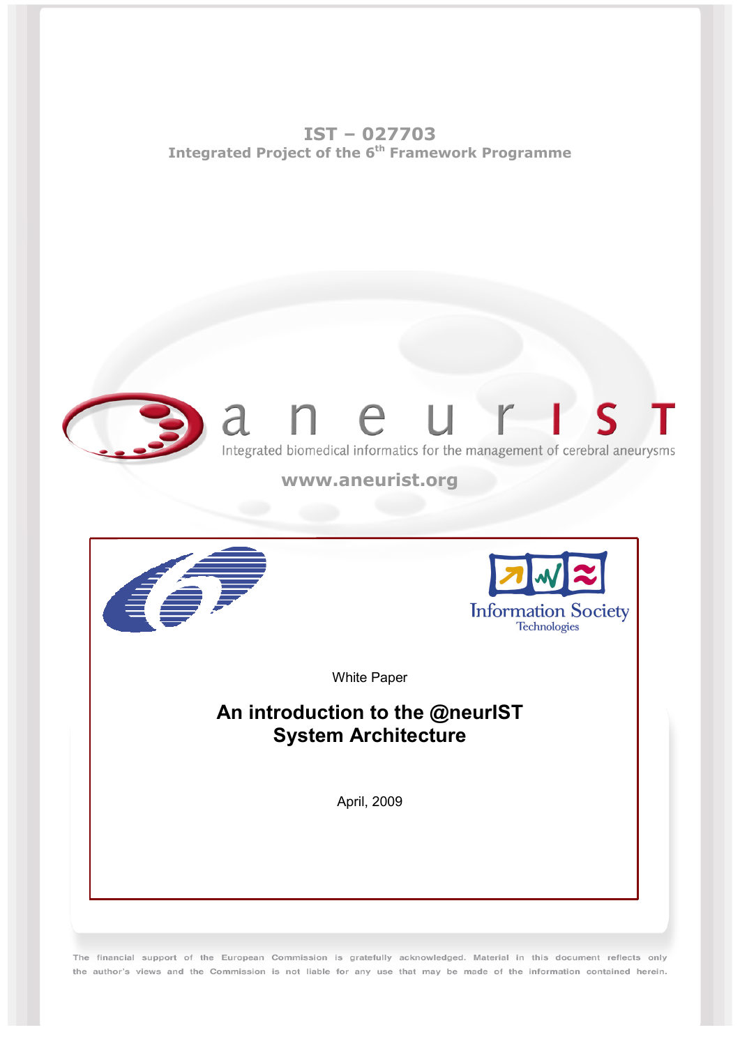**IST – 027703**
**Integrated Project of the 6th Framework Programme**

aneurIST

Integrated biomedical informatics for the management of cerebral aneurysms

**www.aneurist.org**

Information Society Technologies

White Paper

# An introduction to the @neurIST System Architecture

April, 2009

The financial support of the European Commission is gratefully acknowledged. Material in this document reflects only the author's views and the Commission is not liable for any use that may be made of the information contained herein.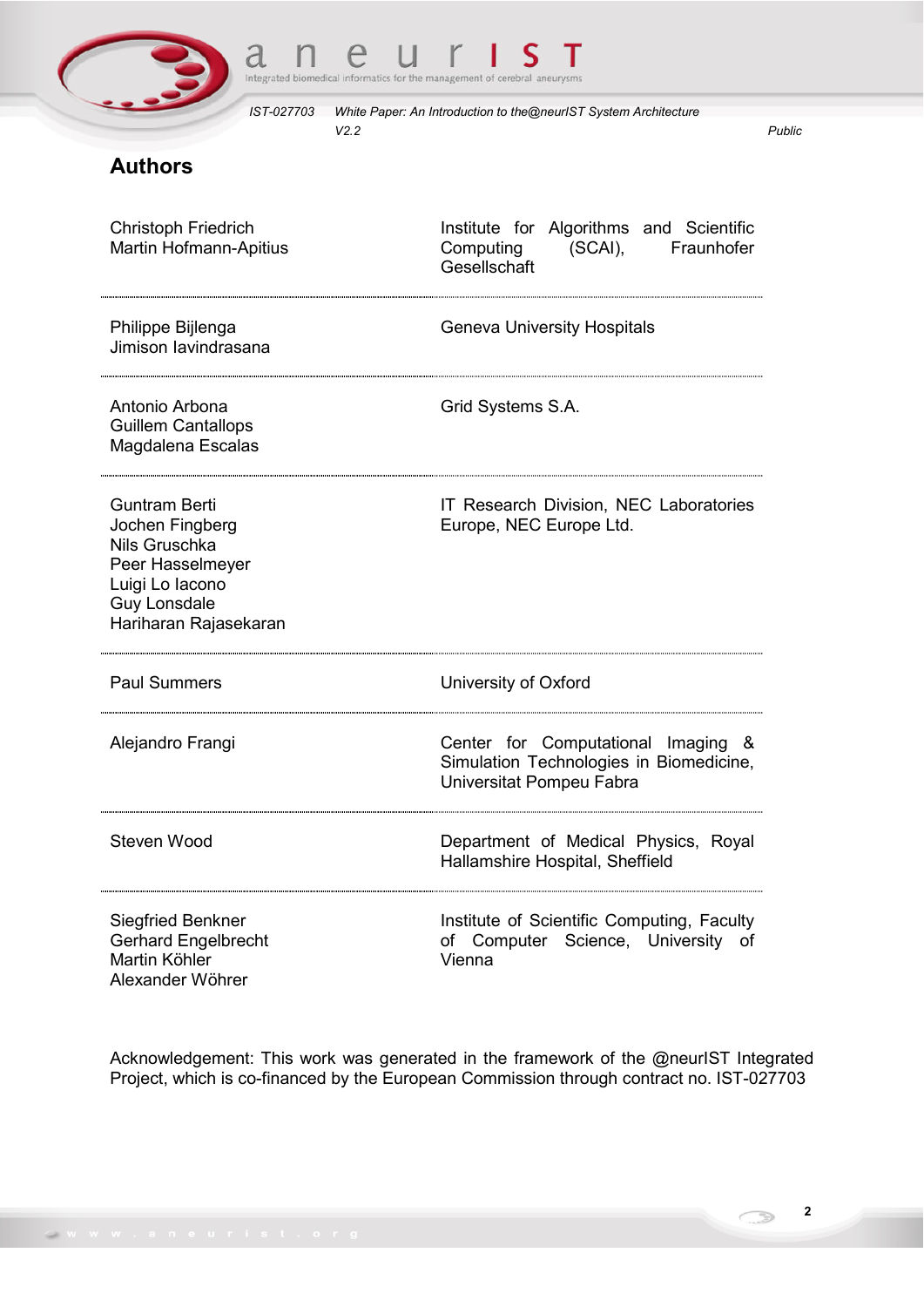## Authors

| | |
|---|---|
| Christoph Friedrich<br>Martin Hofmann-Apitius | Institute for Algorithms and Scientific Computing (SCAI), Fraunhofer Gesellschaft |
| Philippe Bijlenga<br>Jimison Iavindrasana | Geneva University Hospitals |
| Antonio Arbona<br>Guillem Cantallops<br>Magdalena Escalas | Grid Systems S.A. |
| Guntram Berti<br>Jochen Fingberg<br>Nils Gruschka<br>Peer Hasselmeyer<br>Luigi Lo Iacono<br>Guy Lonsdale<br>Hariharan Rajasekaran | IT Research Division, NEC Laboratories Europe, NEC Europe Ltd. |
| Paul Summers | University of Oxford |
| Alejandro Frangi | Center for Computational Imaging & Simulation Technologies in Biomedicine, Universitat Pompeu Fabra |
| Steven Wood | Department of Medical Physics, Royal Hallamshire Hospital, Sheffield |
| Siegfried Benkner<br>Gerhard Engelbrecht<br>Martin Köhler<br>Alexander Wöhrer | Institute of Scientific Computing, Faculty of Computer Science, University of Vienna |

Acknowledgement: This work was generated in the framework of the @neurIST Integrated Project, which is co-financed by the European Commission through contract no. IST-027703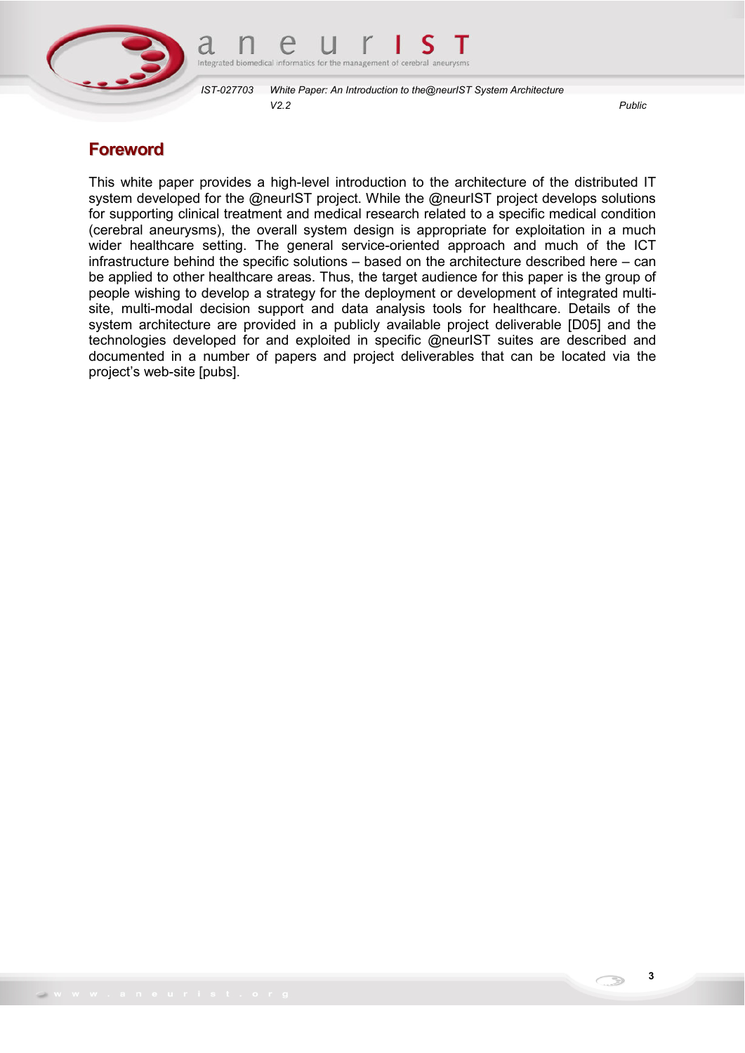## Foreword

This white paper provides a high-level introduction to the architecture of the distributed IT system developed for the @neurIST project. While the @neurIST project develops solutions for supporting clinical treatment and medical research related to a specific medical condition (cerebral aneurysms), the overall system design is appropriate for exploitation in a much wider healthcare setting. The general service-oriented approach and much of the ICT infrastructure behind the specific solutions – based on the architecture described here – can be applied to other healthcare areas. Thus, the target audience for this paper is the group of people wishing to develop a strategy for the deployment or development of integrated multi-site, multi-modal decision support and data analysis tools for healthcare. Details of the system architecture are provided in a publicly available project deliverable [D05] and the technologies developed for and exploited in specific @neurIST suites are described and documented in a number of papers and project deliverables that can be located via the project's web-site [pubs].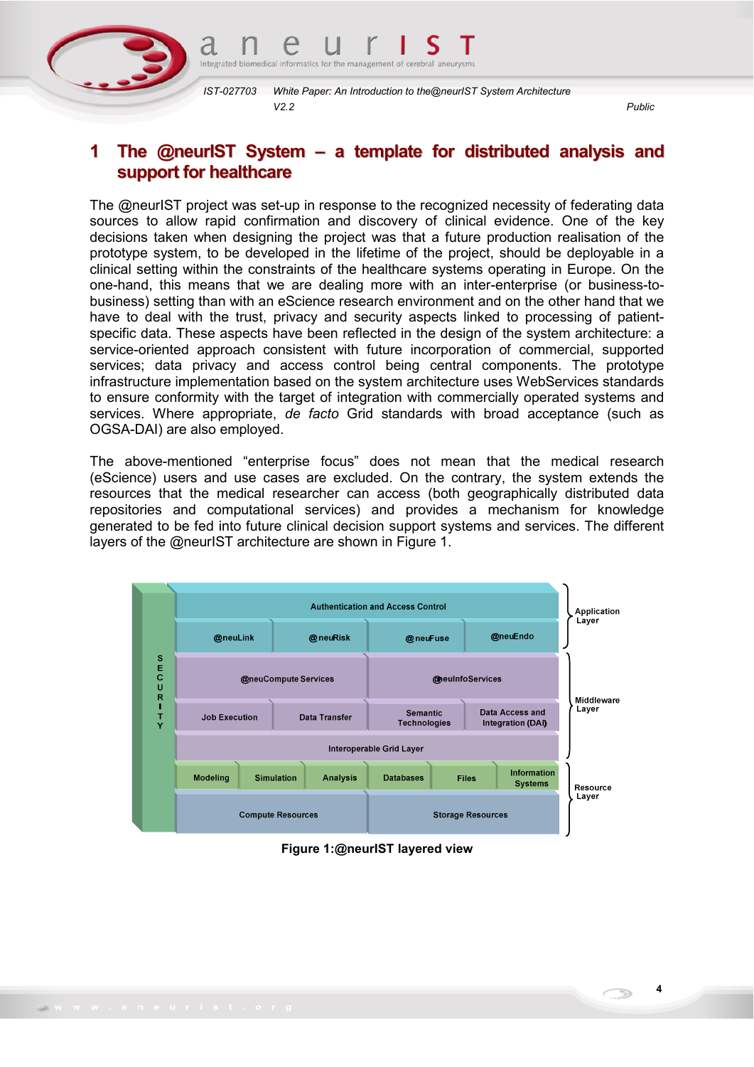# 1 The @neurIST System – a template for distributed analysis and support for healthcare

The @neurIST project was set-up in response to the recognized necessity of federating data sources to allow rapid confirmation and discovery of clinical evidence. One of the key decisions taken when designing the project was that a future production realisation of the prototype system, to be developed in the lifetime of the project, should be deployable in a clinical setting within the constraints of the healthcare systems operating in Europe. On the one-hand, this means that we are dealing more with an inter-enterprise (or business-to-business) setting than with an eScience research environment and on the other hand that we have to deal with the trust, privacy and security aspects linked to processing of patient-specific data. These aspects have been reflected in the design of the system architecture: a service-oriented approach consistent with future incorporation of commercial, supported services; data privacy and access control being central components. The prototype infrastructure implementation based on the system architecture uses WebServices standards to ensure conformity with the target of integration with commercially operated systems and services. Where appropriate, *de facto* Grid standards with broad acceptance (such as OGSA-DAI) are also employed.

The above-mentioned "enterprise focus" does not mean that the medical research (eScience) users and use cases are excluded. On the contrary, the system extends the resources that the medical researcher can access (both geographically distributed data repositories and computational services) and provides a mechanism for knowledge generated to be fed into future clinical decision support systems and services. The different layers of the @neurIST architecture are shown in Figure 1.

**Figure 1:@neurIST layered view**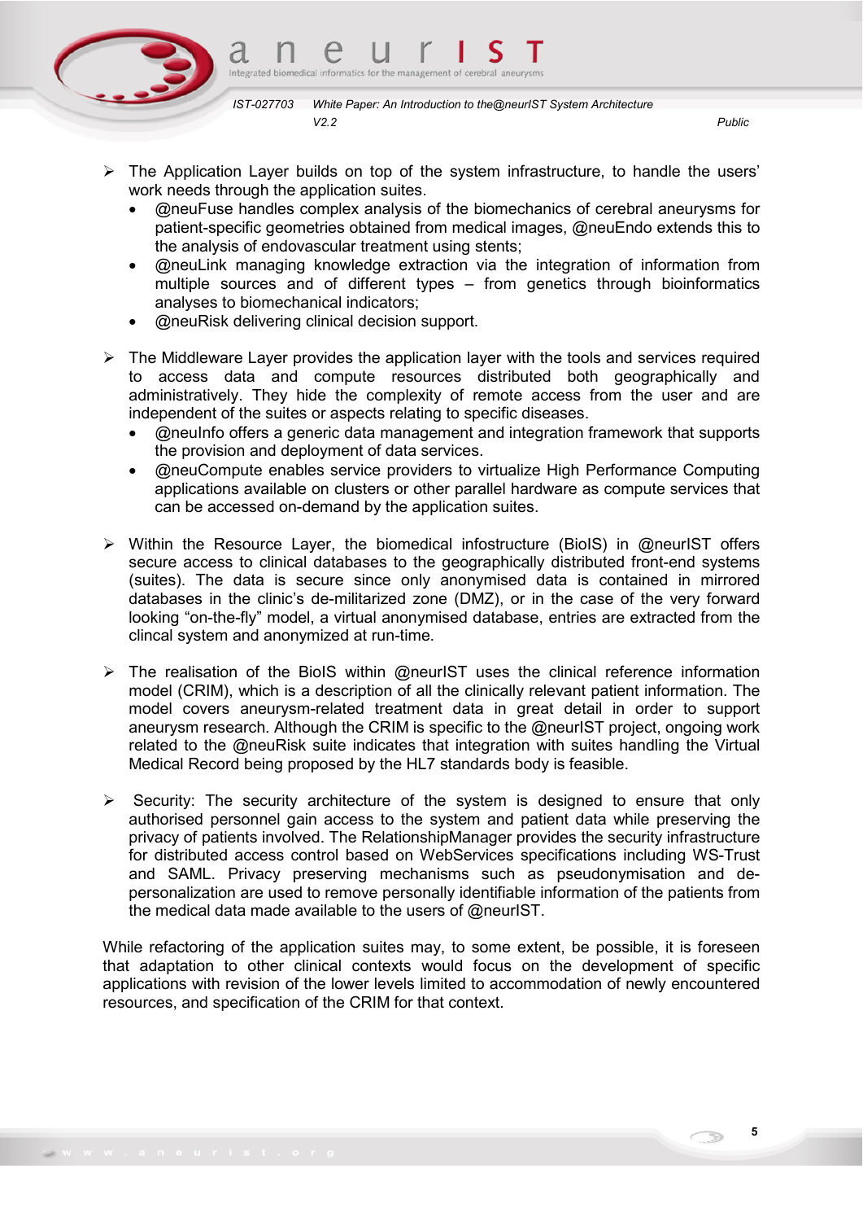- The Application Layer builds on top of the system infrastructure, to handle the users' work needs through the application suites.
  - @neuFuse handles complex analysis of the biomechanics of cerebral aneurysms for patient-specific geometries obtained from medical images, @neuEndo extends this to the analysis of endovascular treatment using stents;
  - @neuLink managing knowledge extraction via the integration of information from multiple sources and of different types – from genetics through bioinformatics analyses to biomechanical indicators;
  - @neuRisk delivering clinical decision support.

- The Middleware Layer provides the application layer with the tools and services required to access data and compute resources distributed both geographically and administratively. They hide the complexity of remote access from the user and are independent of the suites or aspects relating to specific diseases.
  - @neuInfo offers a generic data management and integration framework that supports the provision and deployment of data services.
  - @neuCompute enables service providers to virtualize High Performance Computing applications available on clusters or other parallel hardware as compute services that can be accessed on-demand by the application suites.

- Within the Resource Layer, the biomedical infostructure (BioIS) in @neurIST offers secure access to clinical databases to the geographically distributed front-end systems (suites). The data is secure since only anonymised data is contained in mirrored databases in the clinic's de-militarized zone (DMZ), or in the case of the very forward looking "on-the-fly" model, a virtual anonymised database, entries are extracted from the clincal system and anonymized at run-time.

- The realisation of the BioIS within @neurIST uses the clinical reference information model (CRIM), which is a description of all the clinically relevant patient information. The model covers aneurysm-related treatment data in great detail in order to support aneurysm research. Although the CRIM is specific to the @neurIST project, ongoing work related to the @neuRisk suite indicates that integration with suites handling the Virtual Medical Record being proposed by the HL7 standards body is feasible.

- Security: The security architecture of the system is designed to ensure that only authorised personnel gain access to the system and patient data while preserving the privacy of patients involved. The RelationshipManager provides the security infrastructure for distributed access control based on WebServices specifications including WS-Trust and SAML. Privacy preserving mechanisms such as pseudonymisation and de-personalization are used to remove personally identifiable information of the patients from the medical data made available to the users of @neurIST.

While refactoring of the application suites may, to some extent, be possible, it is foreseen that adaptation to other clinical contexts would focus on the development of specific applications with revision of the lower levels limited to accommodation of newly encountered resources, and specification of the CRIM for that context.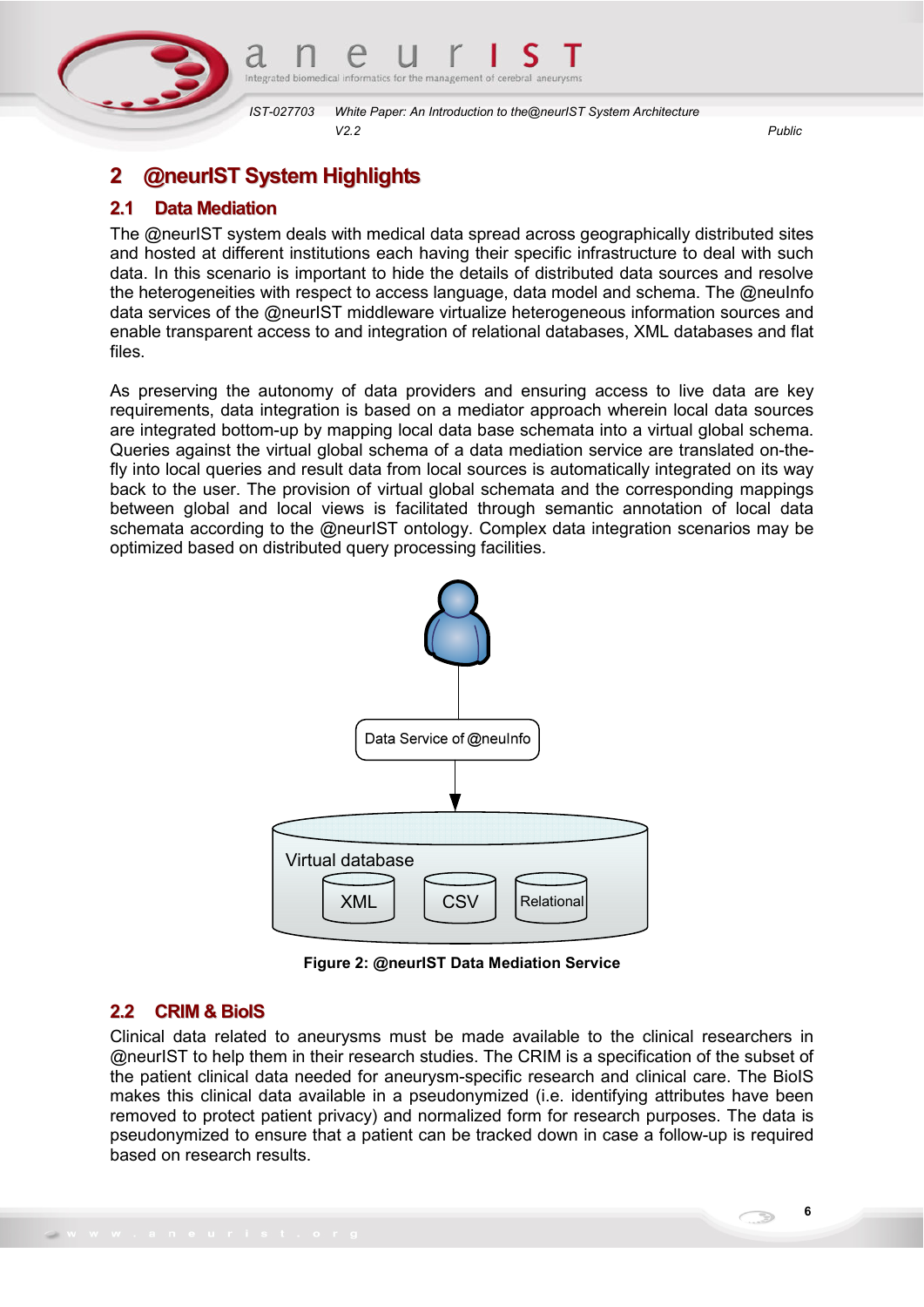# 2 @neurIST System Highlights

## 2.1 Data Mediation

The @neurIST system deals with medical data spread across geographically distributed sites and hosted at different institutions each having their specific infrastructure to deal with such data. In this scenario is important to hide the details of distributed data sources and resolve the heterogeneities with respect to access language, data model and schema. The @neuInfo data services of the @neurIST middleware virtualize heterogeneous information sources and enable transparent access to and integration of relational databases, XML databases and flat files.

As preserving the autonomy of data providers and ensuring access to live data are key requirements, data integration is based on a mediator approach wherein local data sources are integrated bottom-up by mapping local data base schemata into a virtual global schema. Queries against the virtual global schema of a data mediation service are translated on-the-fly into local queries and result data from local sources is automatically integrated on its way back to the user. The provision of virtual global schemata and the corresponding mappings between global and local views is facilitated through semantic annotation of local data schemata according to the @neurIST ontology. Complex data integration scenarios may be optimized based on distributed query processing facilities.

Data Service of @neuInfo

Virtual database

XML | CSV | Relational

**Figure 2: @neurIST Data Mediation Service**

## 2.2 CRIM & BioIS

Clinical data related to aneurysms must be made available to the clinical researchers in @neurIST to help them in their research studies. The CRIM is a specification of the subset of the patient clinical data needed for aneurysm-specific research and clinical care. The BioIS makes this clinical data available in a pseudonymized (i.e. identifying attributes have been removed to protect patient privacy) and normalized form for research purposes. The data is pseudonymized to ensure that a patient can be tracked down in case a follow-up is required based on research results.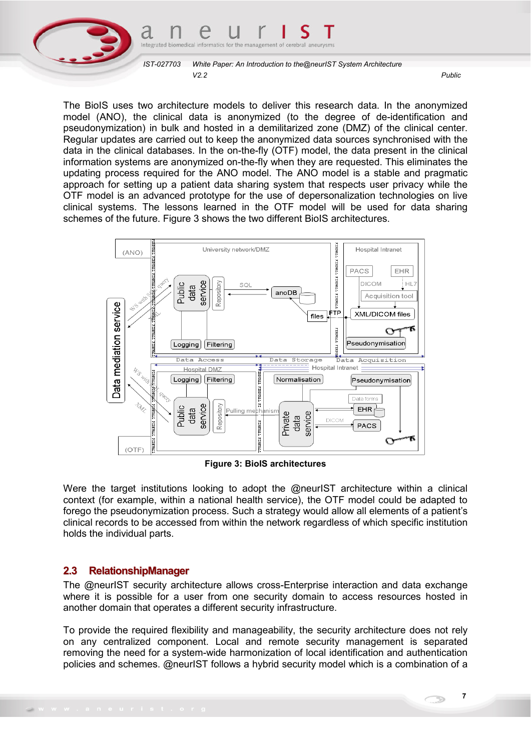The BioIS uses two architecture models to deliver this research data. In the anonymized model (ANO), the clinical data is anonymized (to the degree of de-identification and pseudonymization) in bulk and hosted in a demilitarized zone (DMZ) of the clinical center. Regular updates are carried out to keep the anonymized data sources synchronised with the data in the clinical databases. In the on-the-fly (OTF) model, the data present in the clinical information systems are anonymized on-the-fly when they are requested. This eliminates the updating process required for the ANO model. The ANO model is a stable and pragmatic approach for setting up a patient data sharing system that respects user privacy while the OTF model is an advanced prototype for the use of depersonalization technologies on live clinical systems. The lessons learned in the OTF model will be used for data sharing schemes of the future. Figure 3 shows the two different BioIS architectures.

**Figure 3: BioIS architectures**

Were the target institutions looking to adopt the @neurIST architecture within a clinical context (for example, within a national health service), the OTF model could be adapted to forego the pseudonymization process. Such a strategy would allow all elements of a patient's clinical records to be accessed from within the network regardless of which specific institution holds the individual parts.

## 2.3 RelationshipManager

The @neurIST security architecture allows cross-Enterprise interaction and data exchange where it is possible for a user from one security domain to access resources hosted in another domain that operates a different security infrastructure.

To provide the required flexibility and manageability, the security architecture does not rely on any centralized component. Local and remote security management is separated removing the need for a system-wide harmonization of local identification and authentication policies and schemes. @neurIST follows a hybrid security model which is a combination of a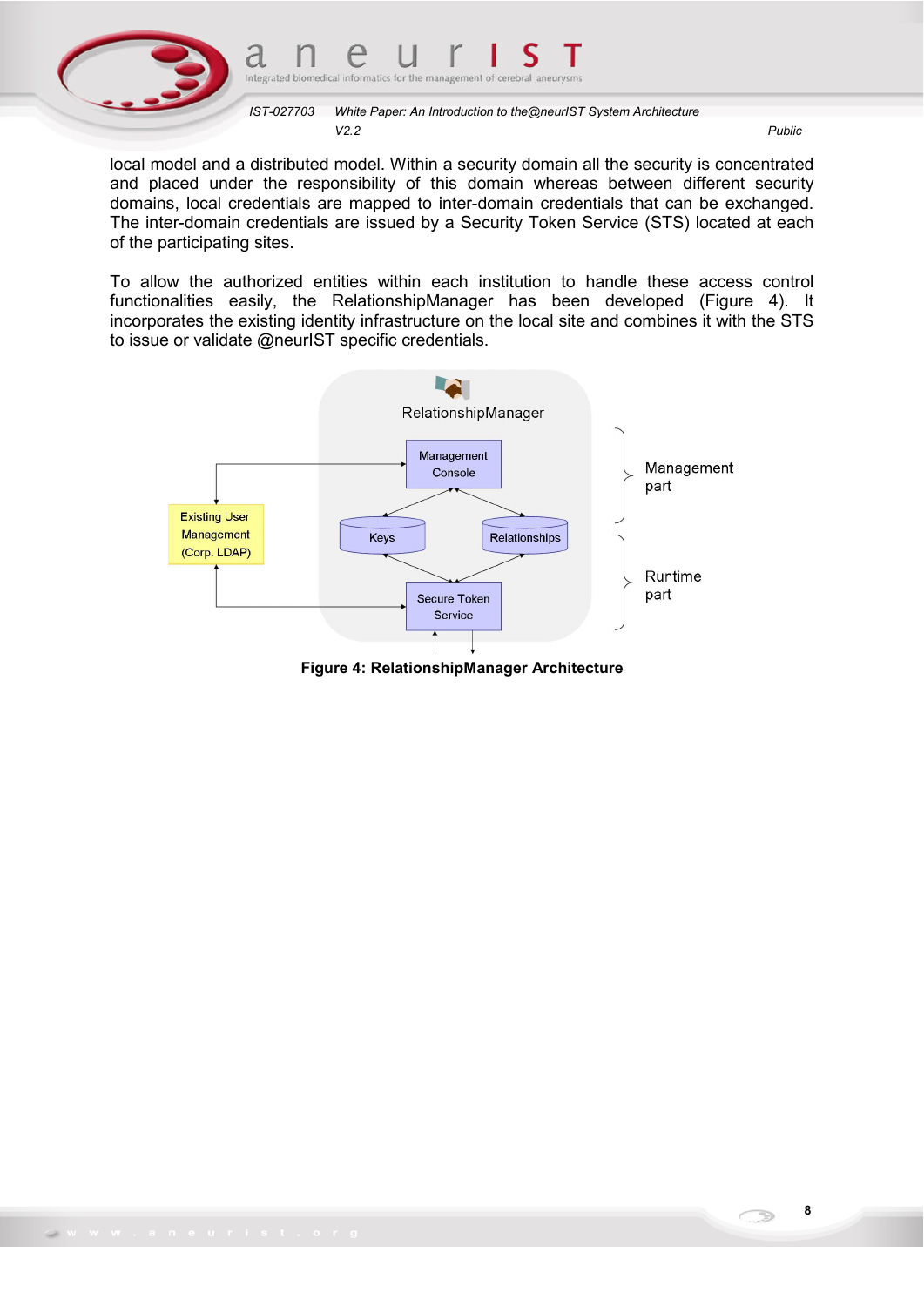local model and a distributed model. Within a security domain all the security is concentrated and placed under the responsibility of this domain whereas between different security domains, local credentials are mapped to inter-domain credentials that can be exchanged. The inter-domain credentials are issued by a Security Token Service (STS) located at each of the participating sites.

To allow the authorized entities within each institution to handle these access control functionalities easily, the RelationshipManager has been developed (Figure 4). It incorporates the existing identity infrastructure on the local site and combines it with the STS to issue or validate @neurIST specific credentials.

**Figure 4: RelationshipManager Architecture**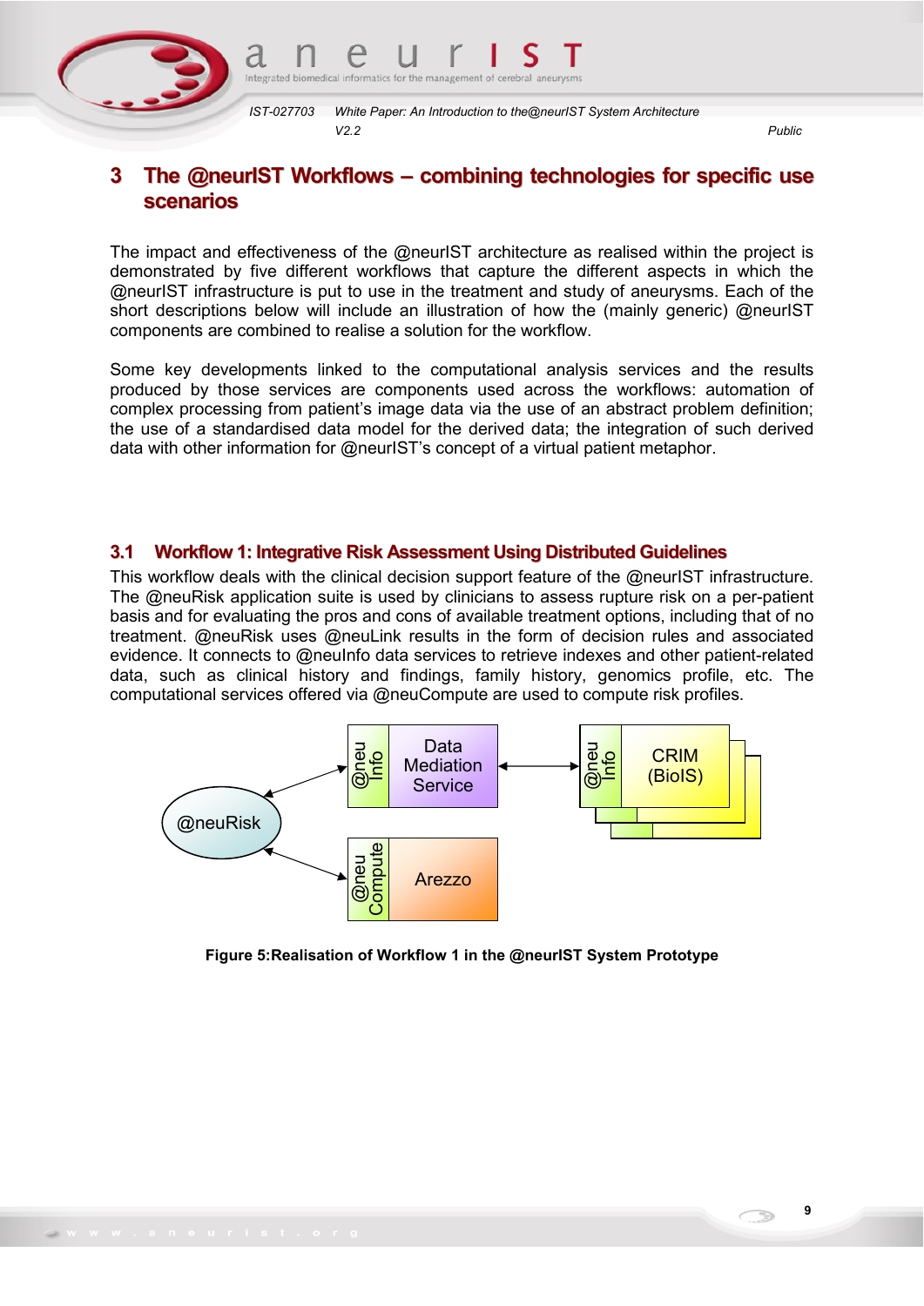# 3 The @neurIST Workflows – combining technologies for specific use scenarios

The impact and effectiveness of the @neurIST architecture as realised within the project is demonstrated by five different workflows that capture the different aspects in which the @neurIST infrastructure is put to use in the treatment and study of aneurysms. Each of the short descriptions below will include an illustration of how the (mainly generic) @neurIST components are combined to realise a solution for the workflow.

Some key developments linked to the computational analysis services and the results produced by those services are components used across the workflows: automation of complex processing from patient's image data via the use of an abstract problem definition; the use of a standardised data model for the derived data; the integration of such derived data with other information for @neurIST's concept of a virtual patient metaphor.

## 3.1 Workflow 1: Integrative Risk Assessment Using Distributed Guidelines

This workflow deals with the clinical decision support feature of the @neurIST infrastructure. The @neuRisk application suite is used by clinicians to assess rupture risk on a per-patient basis and for evaluating the pros and cons of available treatment options, including that of no treatment. @neuRisk uses @neuLink results in the form of decision rules and associated evidence. It connects to @neuInfo data services to retrieve indexes and other patient-related data, such as clinical history and findings, family history, genomics profile, etc. The computational services offered via @neuCompute are used to compute risk profiles.

**Figure 5:Realisation of Workflow 1 in the @neurIST System Prototype**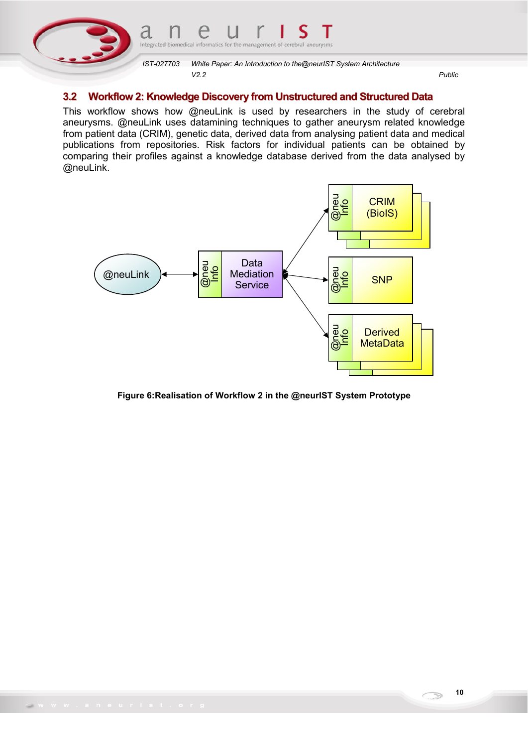## 3.2 Workflow 2: Knowledge Discovery from Unstructured and Structured Data

This workflow shows how @neuLink is used by researchers in the study of cerebral aneurysms. @neuLink uses datamining techniques to gather aneurysm related knowledge from patient data (CRIM), genetic data, derived data from analysing patient data and medical publications from repositories. Risk factors for individual patients can be obtained by comparing their profiles against a knowledge database derived from the data analysed by @neuLink.

**Figure 6:Realisation of Workflow 2 in the @neurIST System Prototype**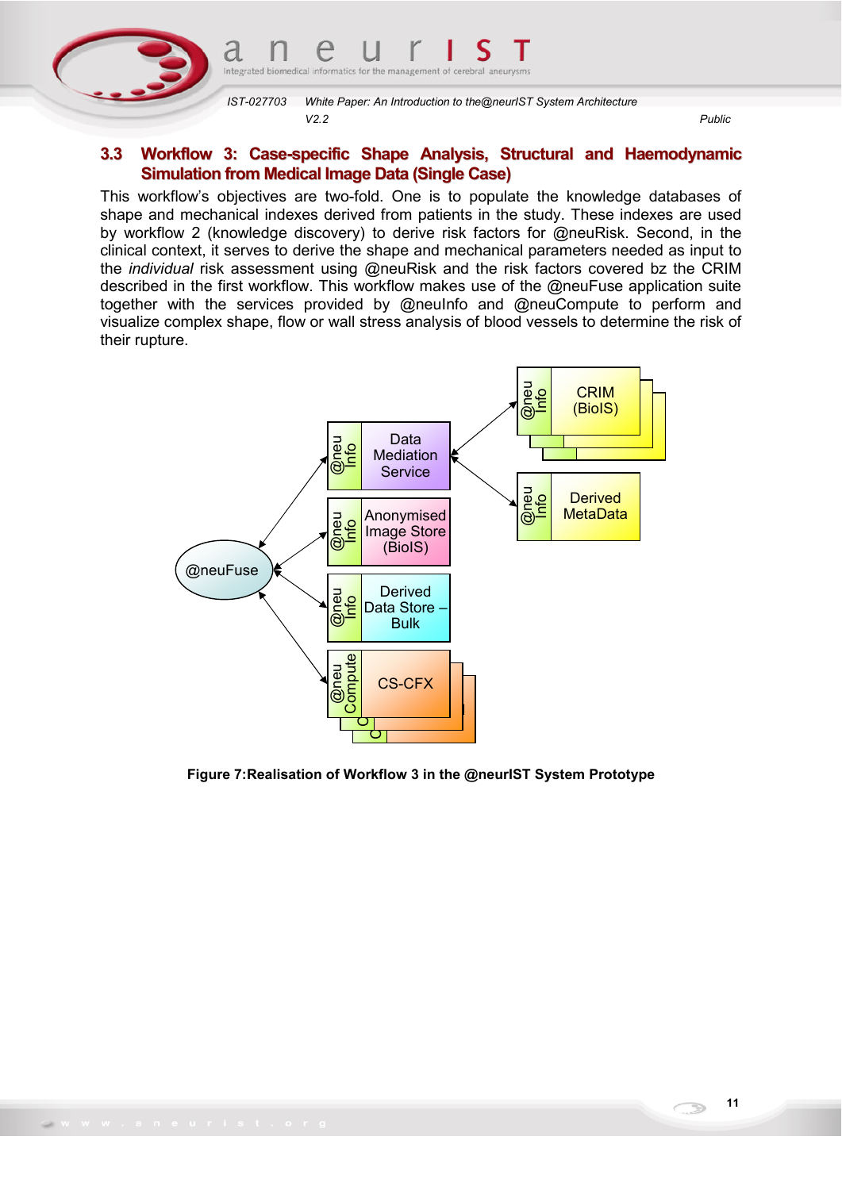## 3.3 Workflow 3: Case-specific Shape Analysis, Structural and Haemodynamic Simulation from Medical Image Data (Single Case)

This workflow's objectives are two-fold. One is to populate the knowledge databases of shape and mechanical indexes derived from patients in the study. These indexes are used by workflow 2 (knowledge discovery) to derive risk factors for @neuRisk. Second, in the clinical context, it serves to derive the shape and mechanical parameters needed as input to the *individual* risk assessment using @neuRisk and the risk factors covered bz the CRIM described in the first workflow. This workflow makes use of the @neuFuse application suite together with the services provided by @neuInfo and @neuCompute to perform and visualize complex shape, flow or wall stress analysis of blood vessels to determine the risk of their rupture.

**Figure 7:Realisation of Workflow 3 in the @neurIST System Prototype**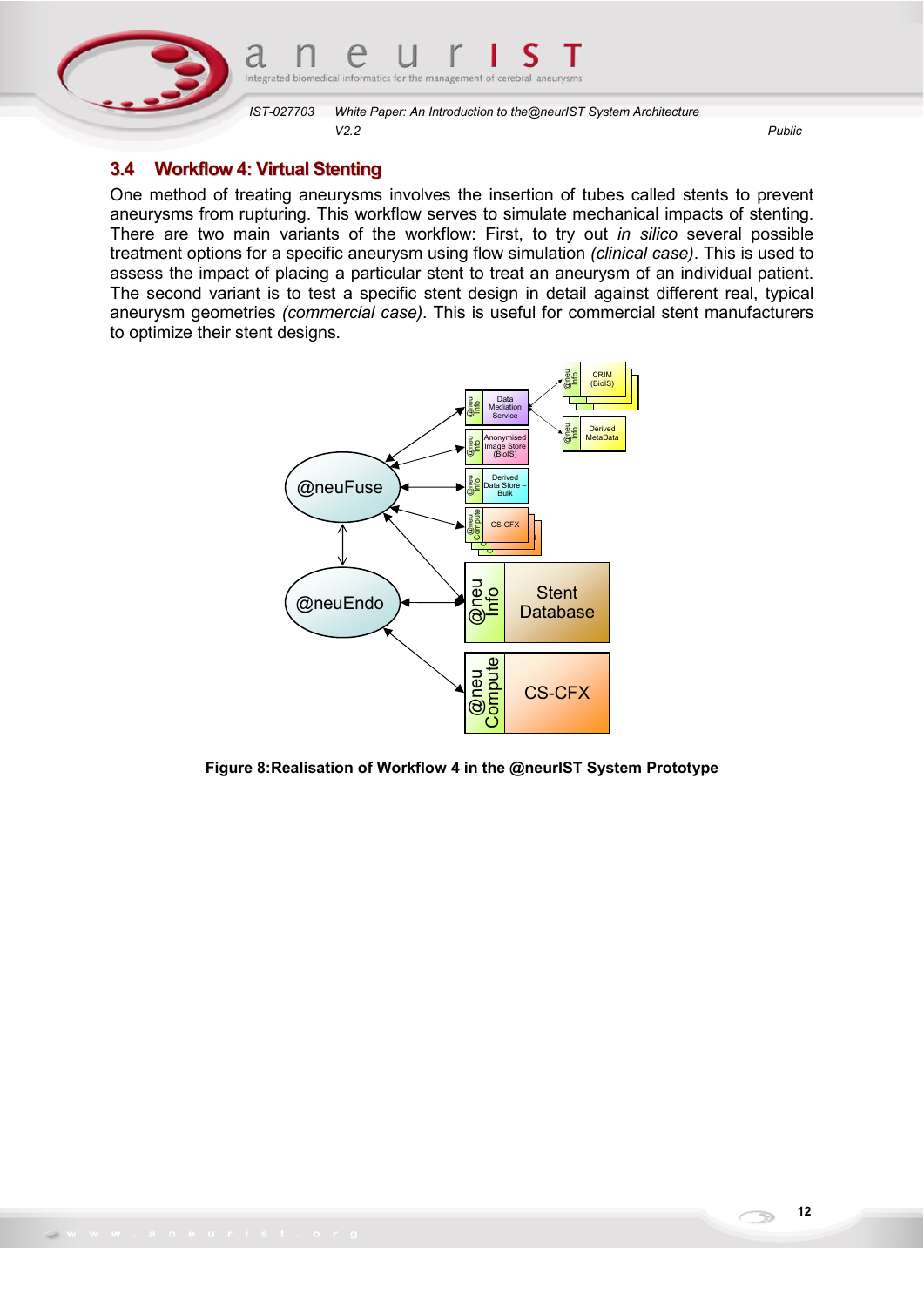## 3.4 Workflow 4: Virtual Stenting

One method of treating aneurysms involves the insertion of tubes called stents to prevent aneurysms from rupturing. This workflow serves to simulate mechanical impacts of stenting. There are two main variants of the workflow: First, to try out *in silico* several possible treatment options for a specific aneurysm using flow simulation *(clinical case)*. This is used to assess the impact of placing a particular stent to treat an aneurysm of an individual patient. The second variant is to test a specific stent design in detail against different real, typical aneurysm geometries *(commercial case)*. This is useful for commercial stent manufacturers to optimize their stent designs.

**Figure 8:Realisation of Workflow 4 in the @neurIST System Prototype**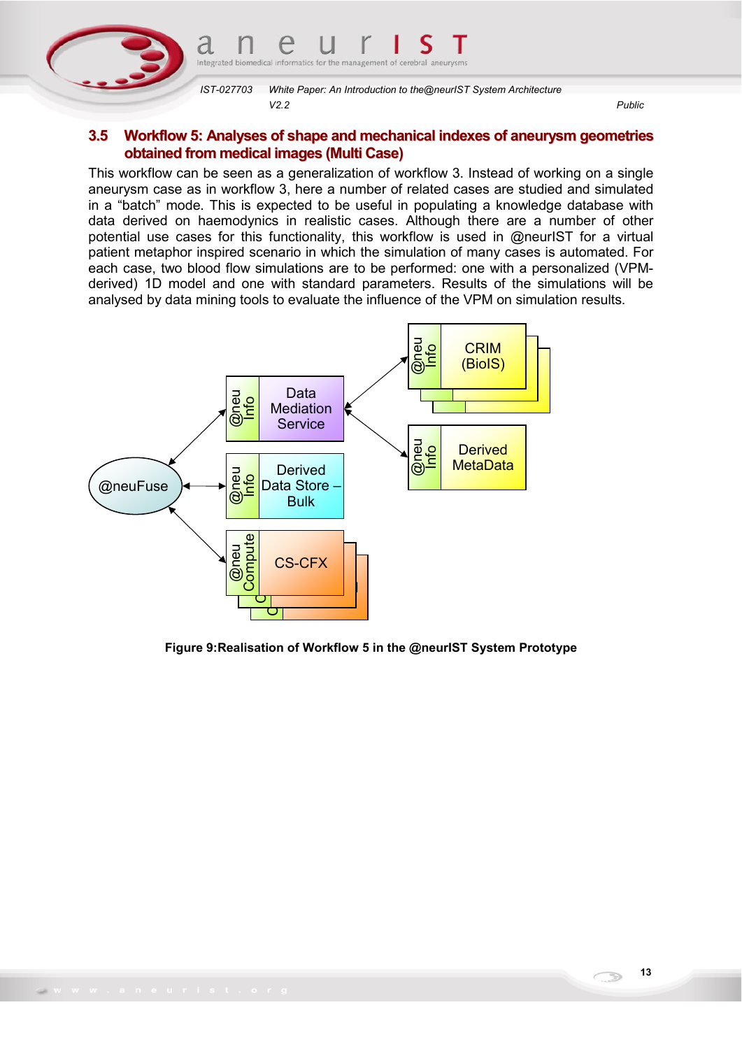## 3.5 Workflow 5: Analyses of shape and mechanical indexes of aneurysm geometries obtained from medical images (Multi Case)

This workflow can be seen as a generalization of workflow 3. Instead of working on a single aneurysm case as in workflow 3, here a number of related cases are studied and simulated in a "batch" mode. This is expected to be useful in populating a knowledge database with data derived on haemodynics in realistic cases. Although there are a number of other potential use cases for this functionality, this workflow is used in @neurIST for a virtual patient metaphor inspired scenario in which the simulation of many cases is automated. For each case, two blood flow simulations are to be performed: one with a personalized (VPM-derived) 1D model and one with standard parameters. Results of the simulations will be analysed by data mining tools to evaluate the influence of the VPM on simulation results.

**Figure 9:Realisation of Workflow 5 in the @neurIST System Prototype**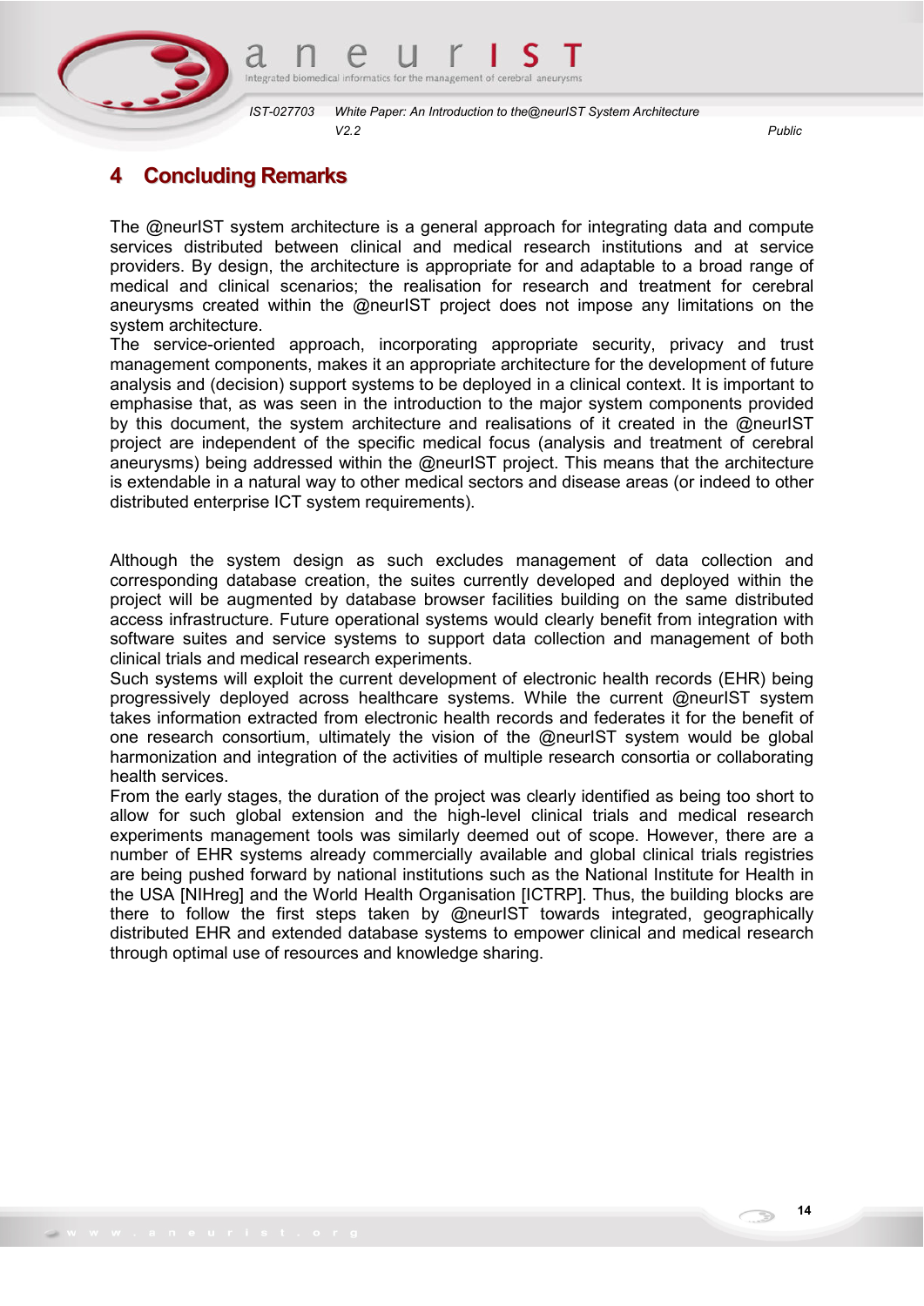# 4 Concluding Remarks

The @neurIST system architecture is a general approach for integrating data and compute services distributed between clinical and medical research institutions and at service providers. By design, the architecture is appropriate for and adaptable to a broad range of medical and clinical scenarios; the realisation for research and treatment for cerebral aneurysms created within the @neurIST project does not impose any limitations on the system architecture.

The service-oriented approach, incorporating appropriate security, privacy and trust management components, makes it an appropriate architecture for the development of future analysis and (decision) support systems to be deployed in a clinical context. It is important to emphasise that, as was seen in the introduction to the major system components provided by this document, the system architecture and realisations of it created in the @neurIST project are independent of the specific medical focus (analysis and treatment of cerebral aneurysms) being addressed within the @neurIST project. This means that the architecture is extendable in a natural way to other medical sectors and disease areas (or indeed to other distributed enterprise ICT system requirements).

Although the system design as such excludes management of data collection and corresponding database creation, the suites currently developed and deployed within the project will be augmented by database browser facilities building on the same distributed access infrastructure. Future operational systems would clearly benefit from integration with software suites and service systems to support data collection and management of both clinical trials and medical research experiments.

Such systems will exploit the current development of electronic health records (EHR) being progressively deployed across healthcare systems. While the current @neurIST system takes information extracted from electronic health records and federates it for the benefit of one research consortium, ultimately the vision of the @neurIST system would be global harmonization and integration of the activities of multiple research consortia or collaborating health services.

From the early stages, the duration of the project was clearly identified as being too short to allow for such global extension and the high-level clinical trials and medical research experiments management tools was similarly deemed out of scope. However, there are a number of EHR systems already commercially available and global clinical trials registries are being pushed forward by national institutions such as the National Institute for Health in the USA [NIHreg] and the World Health Organisation [ICTRP]. Thus, the building blocks are there to follow the first steps taken by @neurIST towards integrated, geographically distributed EHR and extended database systems to empower clinical and medical research through optimal use of resources and knowledge sharing.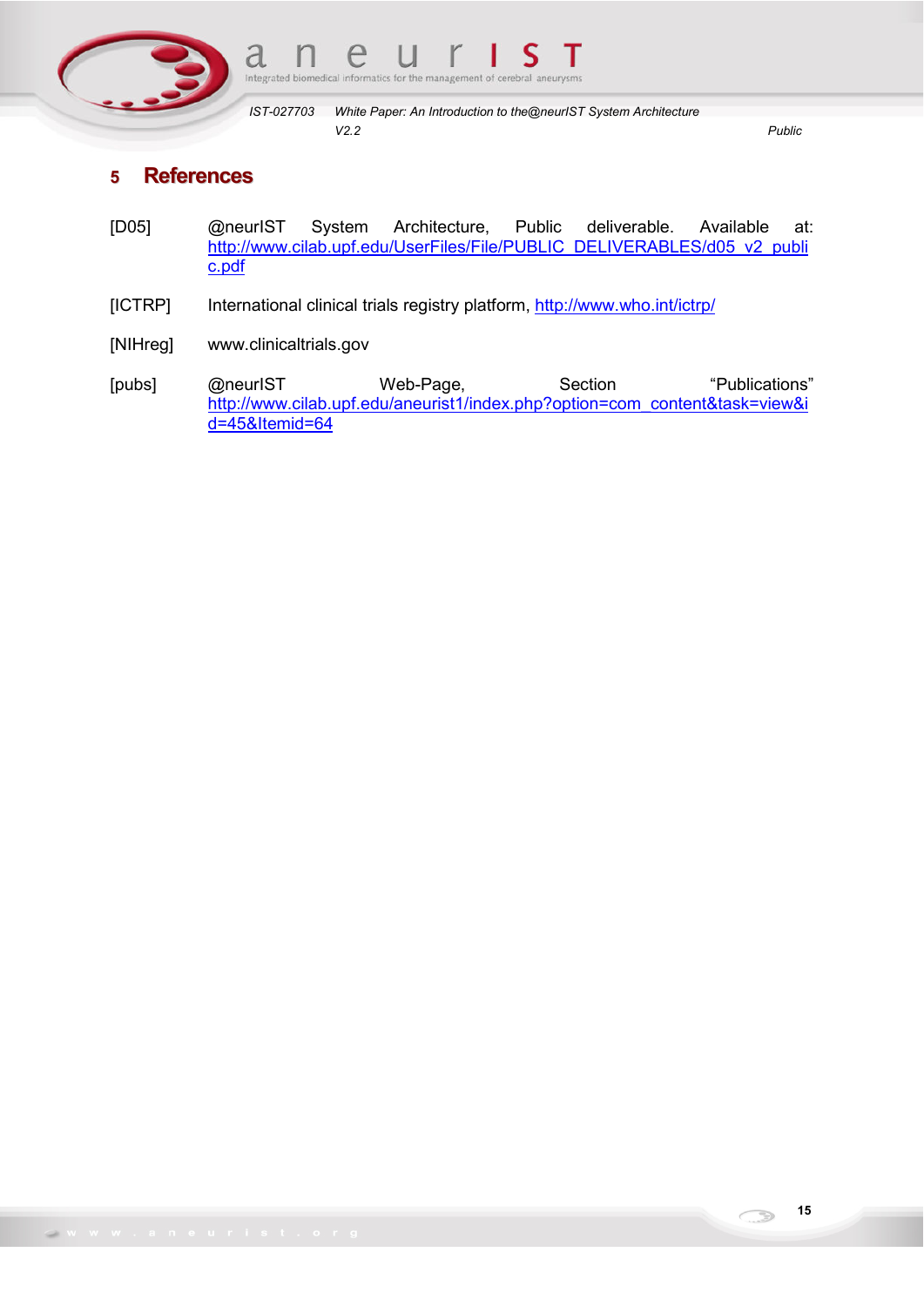# 5 References

[D05] @neurIST System Architecture, Public deliverable. Available at: http://www.cilab.upf.edu/UserFiles/File/PUBLIC_DELIVERABLES/d05_v2_public.pdf

[ICTRP] International clinical trials registry platform, http://www.who.int/ictrp/

[NIHreg] www.clinicaltrials.gov

[pubs] @neurIST Web-Page, Section "Publications" http://www.cilab.upf.edu/aneurist1/index.php?option=com_content&task=view&id=45&Itemid=64